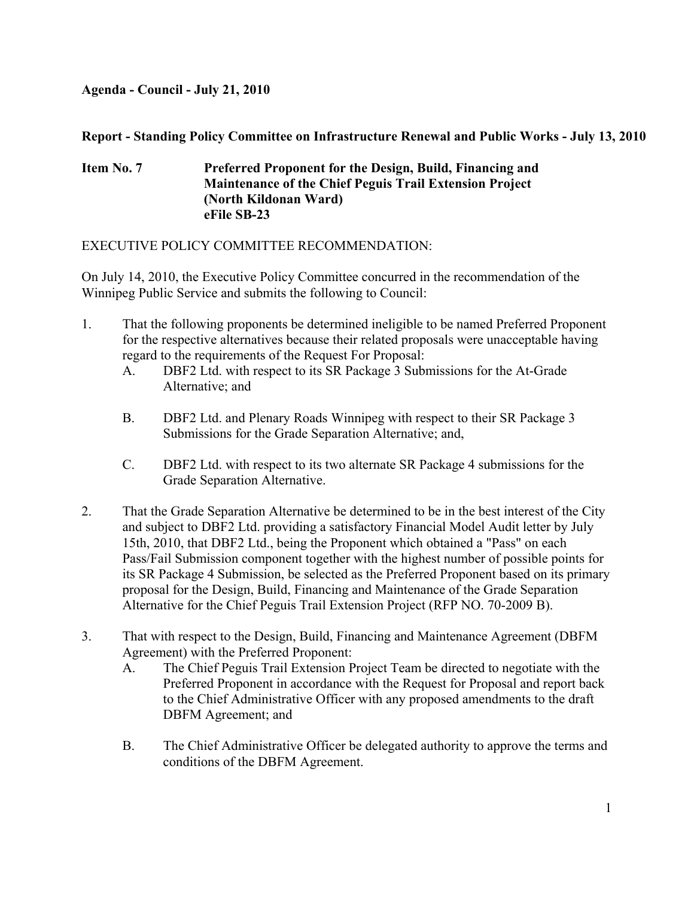**Agenda - Council - July 21, 2010**

**Report - Standing Policy Committee on Infrastructure Renewal and Public Works - July 13, 2010**

**Item No. 7 Preferred Proponent for the Design, Build, Financing and Maintenance of the Chief Peguis Trail Extension Project (North Kildonan Ward) eFile SB-23**

EXECUTIVE POLICY COMMITTEE RECOMMENDATION:

On July 14, 2010, the Executive Policy Committee concurred in the recommendation of the Winnipeg Public Service and submits the following to Council:

1. That the following proponents be determined ineligible to be named Preferred Proponent for the respective alternatives because their related proposals were unacceptable having regard to the requirements of the Request For Proposal:
   A. DBF2 Ltd. with respect to its SR Package 3 Submissions for the At-Grade Alternative; and

   B. DBF2 Ltd. and Plenary Roads Winnipeg with respect to their SR Package 3 Submissions for the Grade Separation Alternative; and,

   C. DBF2 Ltd. with respect to its two alternate SR Package 4 submissions for the Grade Separation Alternative.

2. That the Grade Separation Alternative be determined to be in the best interest of the City and subject to DBF2 Ltd. providing a satisfactory Financial Model Audit letter by July 15th, 2010, that DBF2 Ltd., being the Proponent which obtained a "Pass" on each Pass/Fail Submission component together with the highest number of possible points for its SR Package 4 Submission, be selected as the Preferred Proponent based on its primary proposal for the Design, Build, Financing and Maintenance of the Grade Separation Alternative for the Chief Peguis Trail Extension Project (RFP NO. 70-2009 B).

3. That with respect to the Design, Build, Financing and Maintenance Agreement (DBFM Agreement) with the Preferred Proponent:
   A. The Chief Peguis Trail Extension Project Team be directed to negotiate with the Preferred Proponent in accordance with the Request for Proposal and report back to the Chief Administrative Officer with any proposed amendments to the draft DBFM Agreement; and

   B. The Chief Administrative Officer be delegated authority to approve the terms and conditions of the DBFM Agreement.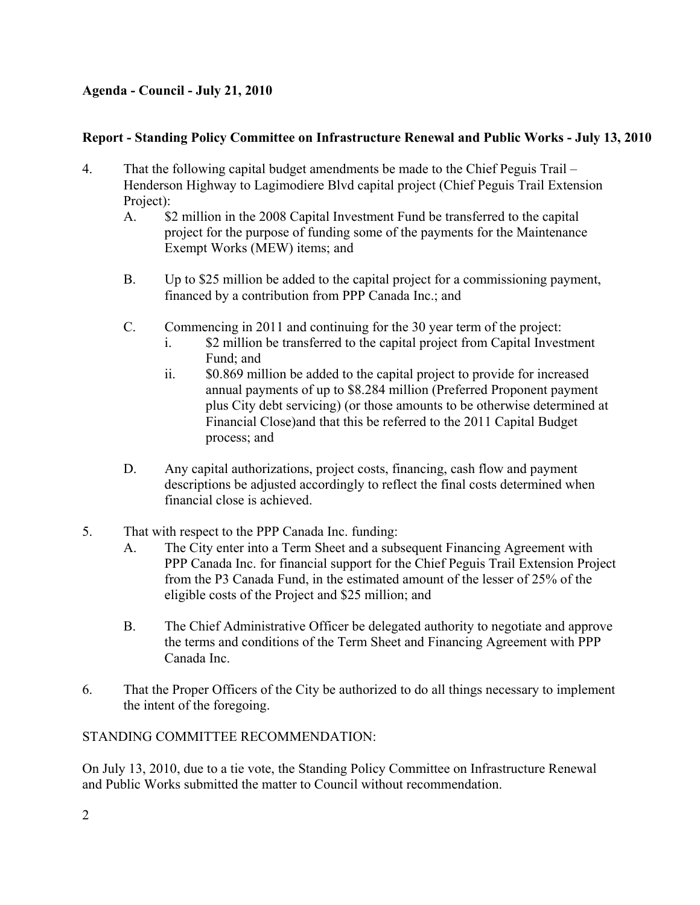**Agenda - Council - July 21, 2010**

**Report - Standing Policy Committee on Infrastructure Renewal and Public Works - July 13, 2010**

4. That the following capital budget amendments be made to the Chief Peguis Trail – Henderson Highway to Lagimodiere Blvd capital project (Chief Peguis Trail Extension Project):
   A. $2 million in the 2008 Capital Investment Fund be transferred to the capital project for the purpose of funding some of the payments for the Maintenance Exempt Works (MEW) items; and

   B. Up to $25 million be added to the capital project for a commissioning payment, financed by a contribution from PPP Canada Inc.; and

   C. Commencing in 2011 and continuing for the 30 year term of the project:
      i. $2 million be transferred to the capital project from Capital Investment Fund; and
      ii. $0.869 million be added to the capital project to provide for increased annual payments of up to $8.284 million (Preferred Proponent payment plus City debt servicing) (or those amounts to be otherwise determined at Financial Close)and that this be referred to the 2011 Capital Budget process; and

   D. Any capital authorizations, project costs, financing, cash flow and payment descriptions be adjusted accordingly to reflect the final costs determined when financial close is achieved.

5. That with respect to the PPP Canada Inc. funding:
   A. The City enter into a Term Sheet and a subsequent Financing Agreement with PPP Canada Inc. for financial support for the Chief Peguis Trail Extension Project from the P3 Canada Fund, in the estimated amount of the lesser of 25% of the eligible costs of the Project and $25 million; and

   B. The Chief Administrative Officer be delegated authority to negotiate and approve the terms and conditions of the Term Sheet and Financing Agreement with PPP Canada Inc.

6. That the Proper Officers of the City be authorized to do all things necessary to implement the intent of the foregoing.

STANDING COMMITTEE RECOMMENDATION:

On July 13, 2010, due to a tie vote, the Standing Policy Committee on Infrastructure Renewal and Public Works submitted the matter to Council without recommendation.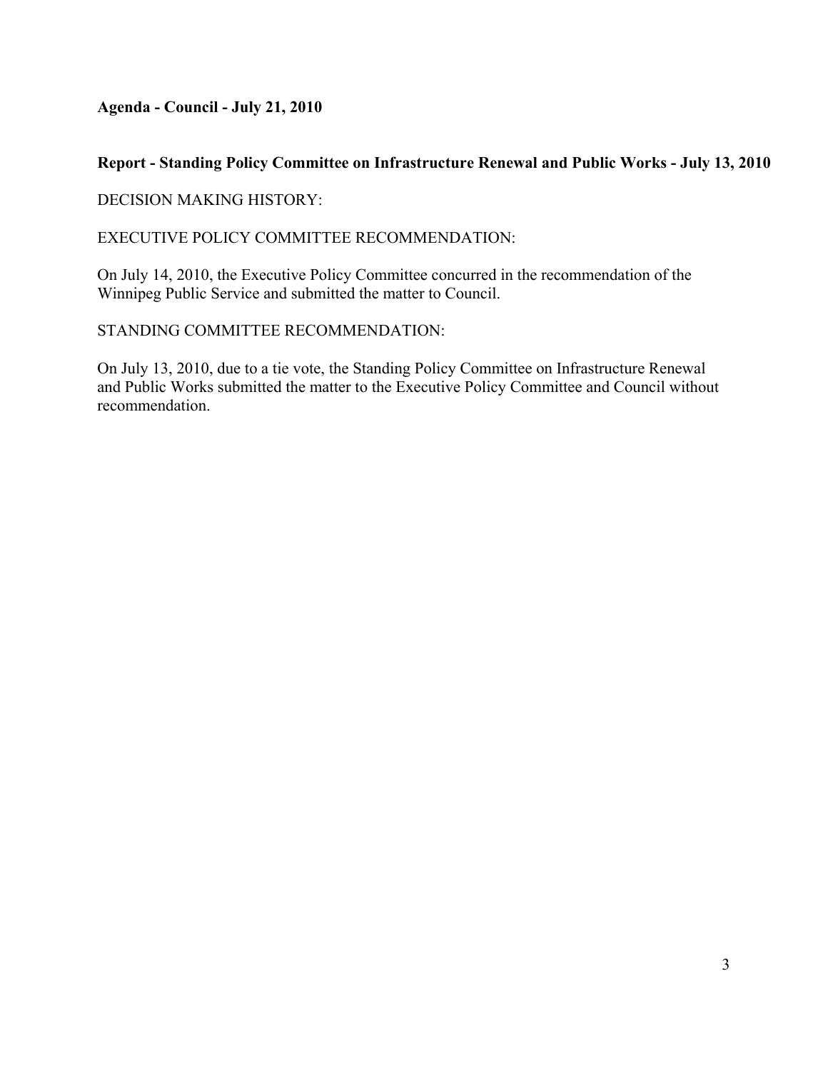**Agenda - Council - July 21, 2010**

**Report - Standing Policy Committee on Infrastructure Renewal and Public Works - July 13, 2010**

DECISION MAKING HISTORY:

EXECUTIVE POLICY COMMITTEE RECOMMENDATION:

On July 14, 2010, the Executive Policy Committee concurred in the recommendation of the Winnipeg Public Service and submitted the matter to Council.

STANDING COMMITTEE RECOMMENDATION:

On July 13, 2010, due to a tie vote, the Standing Policy Committee on Infrastructure Renewal and Public Works submitted the matter to the Executive Policy Committee and Council without recommendation.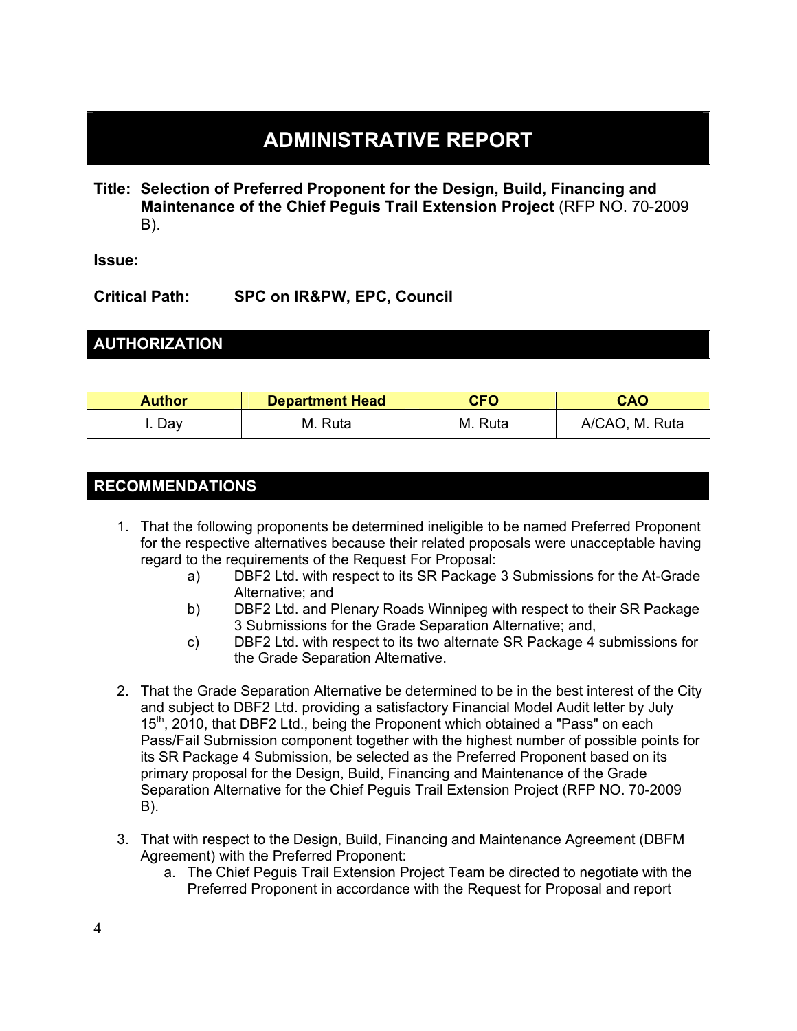# ADMINISTRATIVE REPORT

**Title: Selection of Preferred Proponent for the Design, Build, Financing and Maintenance of the Chief Peguis Trail Extension Project** (RFP NO. 70-2009 B).

**Issue:**

**Critical Path: SPC on IR&PW, EPC, Council**

## AUTHORIZATION

| Author | Department Head | CFO | CAO |
|---|---|---|---|
| I. Day | M. Ruta | M. Ruta | A/CAO, M. Ruta |

## RECOMMENDATIONS

1. That the following proponents be determined ineligible to be named Preferred Proponent for the respective alternatives because their related proposals were unacceptable having regard to the requirements of the Request For Proposal:
   - a) DBF2 Ltd. with respect to its SR Package 3 Submissions for the At-Grade Alternative; and
   - b) DBF2 Ltd. and Plenary Roads Winnipeg with respect to their SR Package 3 Submissions for the Grade Separation Alternative; and,
   - c) DBF2 Ltd. with respect to its two alternate SR Package 4 submissions for the Grade Separation Alternative.

2. That the Grade Separation Alternative be determined to be in the best interest of the City and subject to DBF2 Ltd. providing a satisfactory Financial Model Audit letter by July 15th, 2010, that DBF2 Ltd., being the Proponent which obtained a "Pass" on each Pass/Fail Submission component together with the highest number of possible points for its SR Package 4 Submission, be selected as the Preferred Proponent based on its primary proposal for the Design, Build, Financing and Maintenance of the Grade Separation Alternative for the Chief Peguis Trail Extension Project (RFP NO. 70-2009 B).

3. That with respect to the Design, Build, Financing and Maintenance Agreement (DBFM Agreement) with the Preferred Proponent:
   - a. The Chief Peguis Trail Extension Project Team be directed to negotiate with the Preferred Proponent in accordance with the Request for Proposal and report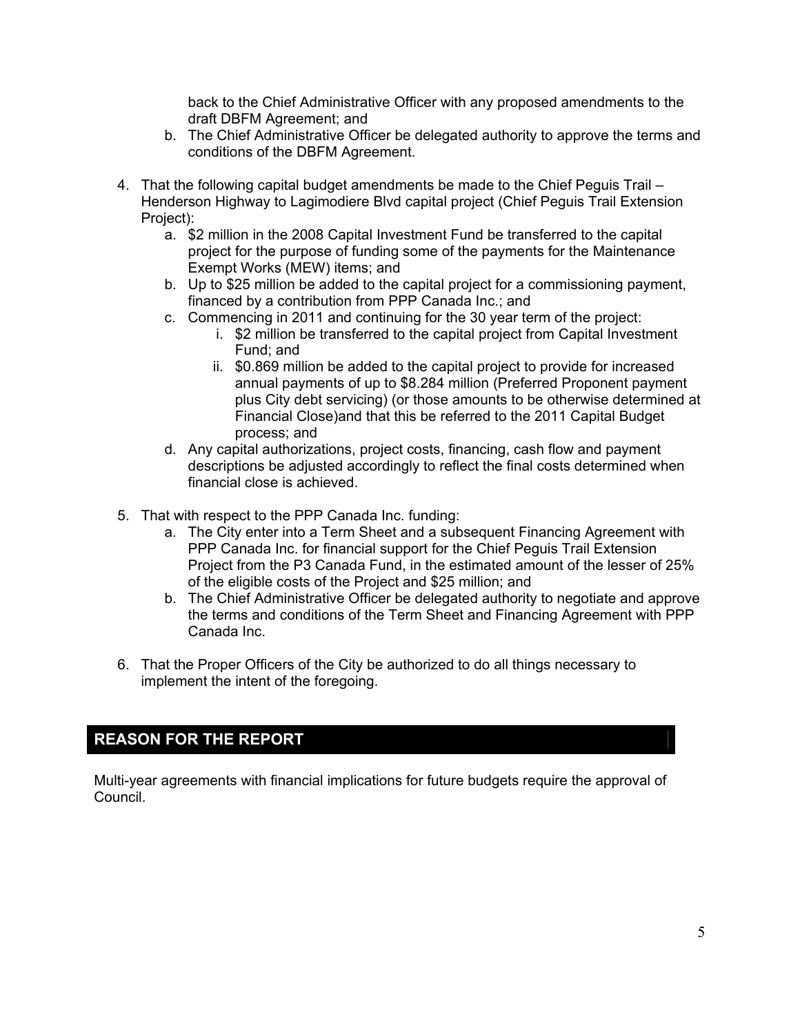back to the Chief Administrative Officer with any proposed amendments to the draft DBFM Agreement; and

   b. The Chief Administrative Officer be delegated authority to approve the terms and conditions of the DBFM Agreement.

4. That the following capital budget amendments be made to the Chief Peguis Trail – Henderson Highway to Lagimodiere Blvd capital project (Chief Peguis Trail Extension Project):
   a. $2 million in the 2008 Capital Investment Fund be transferred to the capital project for the purpose of funding some of the payments for the Maintenance Exempt Works (MEW) items; and
   b. Up to $25 million be added to the capital project for a commissioning payment, financed by a contribution from PPP Canada Inc.; and
   c. Commencing in 2011 and continuing for the 30 year term of the project:
      i. $2 million be transferred to the capital project from Capital Investment Fund; and
      ii. $0.869 million be added to the capital project to provide for increased annual payments of up to $8.284 million (Preferred Proponent payment plus City debt servicing) (or those amounts to be otherwise determined at Financial Close)and that this be referred to the 2011 Capital Budget process; and
   d. Any capital authorizations, project costs, financing, cash flow and payment descriptions be adjusted accordingly to reflect the final costs determined when financial close is achieved.

5. That with respect to the PPP Canada Inc. funding:
   a. The City enter into a Term Sheet and a subsequent Financing Agreement with PPP Canada Inc. for financial support for the Chief Peguis Trail Extension Project from the P3 Canada Fund, in the estimated amount of the lesser of 25% of the eligible costs of the Project and $25 million; and
   b. The Chief Administrative Officer be delegated authority to negotiate and approve the terms and conditions of the Term Sheet and Financing Agreement with PPP Canada Inc.

6. That the Proper Officers of the City be authorized to do all things necessary to implement the intent of the foregoing.

## REASON FOR THE REPORT

Multi-year agreements with financial implications for future budgets require the approval of Council.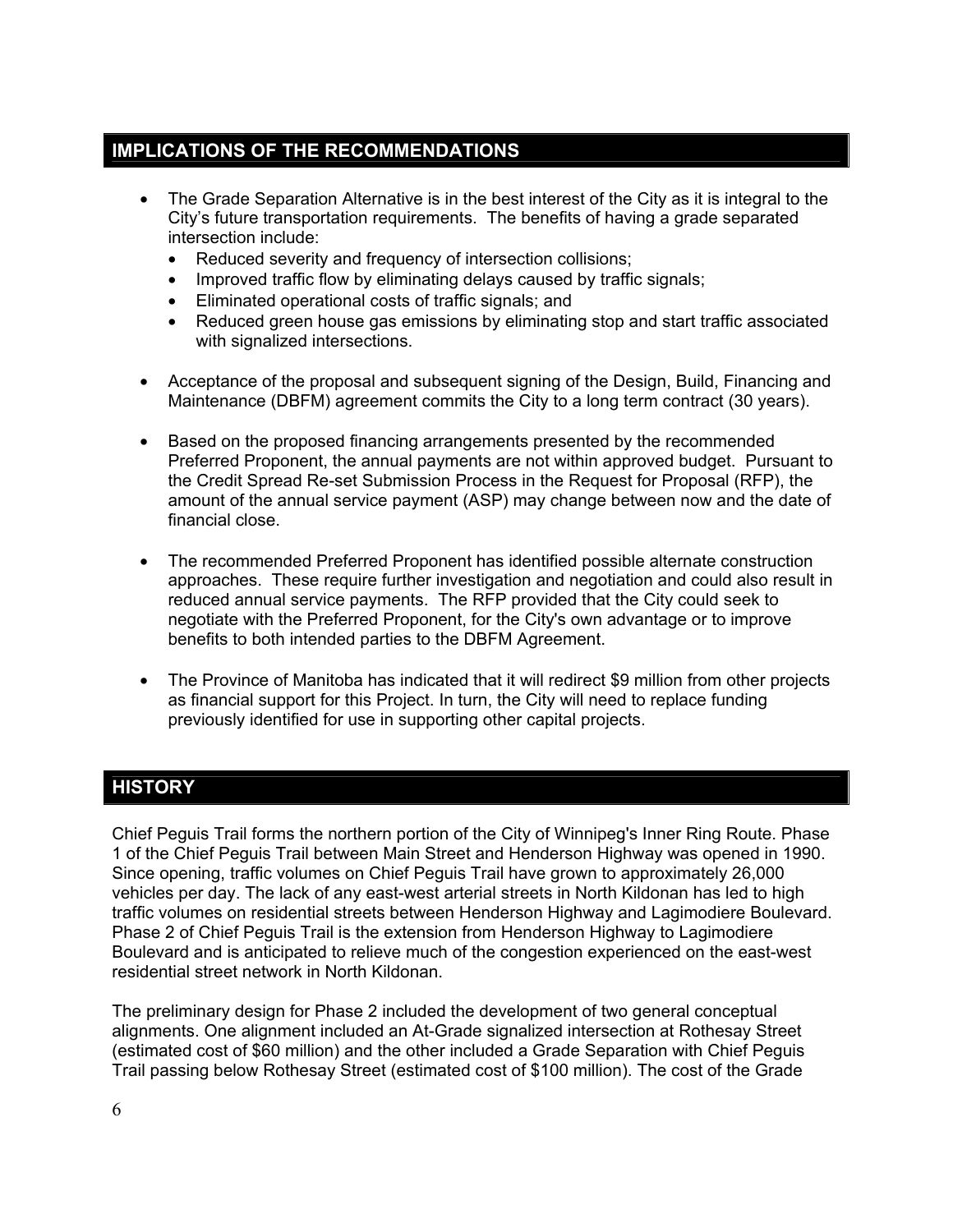## IMPLICATIONS OF THE RECOMMENDATIONS

- The Grade Separation Alternative is in the best interest of the City as it is integral to the City's future transportation requirements. The benefits of having a grade separated intersection include:
  - Reduced severity and frequency of intersection collisions;
  - Improved traffic flow by eliminating delays caused by traffic signals;
  - Eliminated operational costs of traffic signals; and
  - Reduced green house gas emissions by eliminating stop and start traffic associated with signalized intersections.
- Acceptance of the proposal and subsequent signing of the Design, Build, Financing and Maintenance (DBFM) agreement commits the City to a long term contract (30 years).
- Based on the proposed financing arrangements presented by the recommended Preferred Proponent, the annual payments are not within approved budget. Pursuant to the Credit Spread Re-set Submission Process in the Request for Proposal (RFP), the amount of the annual service payment (ASP) may change between now and the date of financial close.
- The recommended Preferred Proponent has identified possible alternate construction approaches. These require further investigation and negotiation and could also result in reduced annual service payments. The RFP provided that the City could seek to negotiate with the Preferred Proponent, for the City's own advantage or to improve benefits to both intended parties to the DBFM Agreement.
- The Province of Manitoba has indicated that it will redirect $9 million from other projects as financial support for this Project. In turn, the City will need to replace funding previously identified for use in supporting other capital projects.

## HISTORY

Chief Peguis Trail forms the northern portion of the City of Winnipeg's Inner Ring Route. Phase 1 of the Chief Peguis Trail between Main Street and Henderson Highway was opened in 1990. Since opening, traffic volumes on Chief Peguis Trail have grown to approximately 26,000 vehicles per day. The lack of any east-west arterial streets in North Kildonan has led to high traffic volumes on residential streets between Henderson Highway and Lagimodiere Boulevard. Phase 2 of Chief Peguis Trail is the extension from Henderson Highway to Lagimodiere Boulevard and is anticipated to relieve much of the congestion experienced on the east-west residential street network in North Kildonan.

The preliminary design for Phase 2 included the development of two general conceptual alignments. One alignment included an At-Grade signalized intersection at Rothesay Street (estimated cost of $60 million) and the other included a Grade Separation with Chief Peguis Trail passing below Rothesay Street (estimated cost of $100 million). The cost of the Grade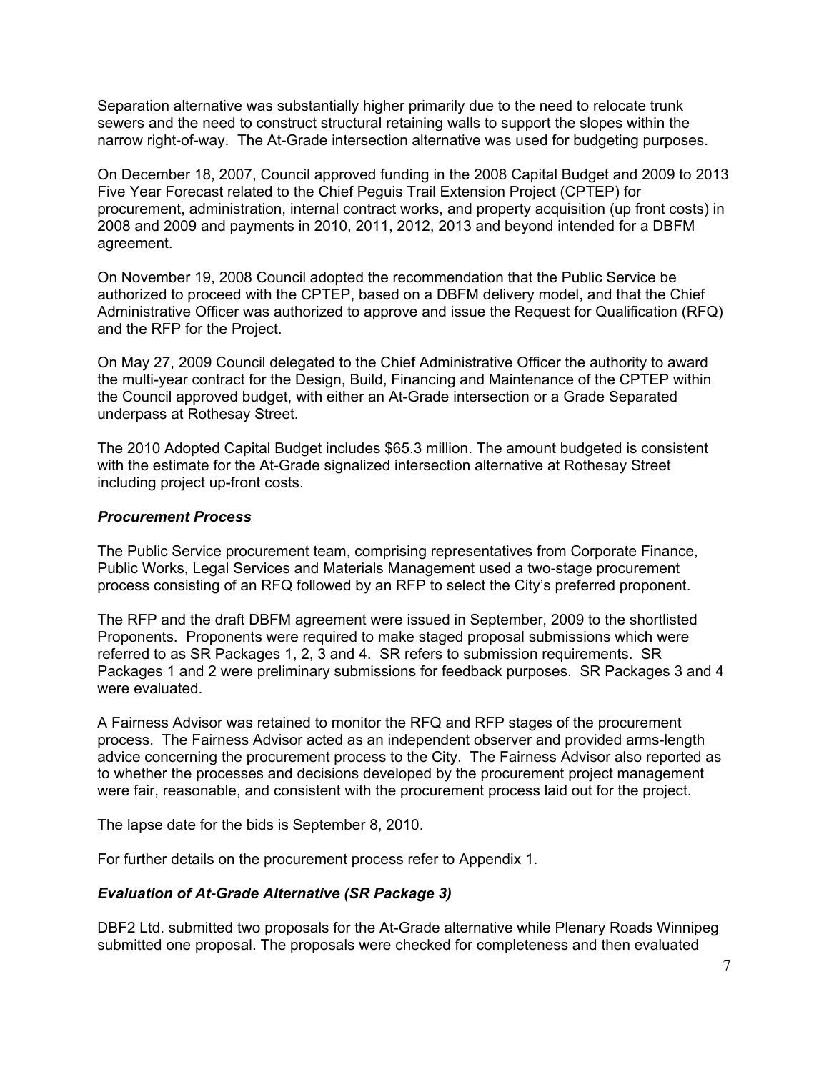Separation alternative was substantially higher primarily due to the need to relocate trunk sewers and the need to construct structural retaining walls to support the slopes within the narrow right-of-way. The At-Grade intersection alternative was used for budgeting purposes.

On December 18, 2007, Council approved funding in the 2008 Capital Budget and 2009 to 2013 Five Year Forecast related to the Chief Peguis Trail Extension Project (CPTEP) for procurement, administration, internal contract works, and property acquisition (up front costs) in 2008 and 2009 and payments in 2010, 2011, 2012, 2013 and beyond intended for a DBFM agreement.

On November 19, 2008 Council adopted the recommendation that the Public Service be authorized to proceed with the CPTEP, based on a DBFM delivery model, and that the Chief Administrative Officer was authorized to approve and issue the Request for Qualification (RFQ) and the RFP for the Project.

On May 27, 2009 Council delegated to the Chief Administrative Officer the authority to award the multi-year contract for the Design, Build, Financing and Maintenance of the CPTEP within the Council approved budget, with either an At-Grade intersection or a Grade Separated underpass at Rothesay Street.

The 2010 Adopted Capital Budget includes $65.3 million. The amount budgeted is consistent with the estimate for the At-Grade signalized intersection alternative at Rothesay Street including project up-front costs.

***Procurement Process***

The Public Service procurement team, comprising representatives from Corporate Finance, Public Works, Legal Services and Materials Management used a two-stage procurement process consisting of an RFQ followed by an RFP to select the City's preferred proponent.

The RFP and the draft DBFM agreement were issued in September, 2009 to the shortlisted Proponents. Proponents were required to make staged proposal submissions which were referred to as SR Packages 1, 2, 3 and 4. SR refers to submission requirements. SR Packages 1 and 2 were preliminary submissions for feedback purposes. SR Packages 3 and 4 were evaluated.

A Fairness Advisor was retained to monitor the RFQ and RFP stages of the procurement process. The Fairness Advisor acted as an independent observer and provided arms-length advice concerning the procurement process to the City. The Fairness Advisor also reported as to whether the processes and decisions developed by the procurement project management were fair, reasonable, and consistent with the procurement process laid out for the project.

The lapse date for the bids is September 8, 2010.

For further details on the procurement process refer to Appendix 1.

***Evaluation of At-Grade Alternative (SR Package 3)***

DBF2 Ltd. submitted two proposals for the At-Grade alternative while Plenary Roads Winnipeg submitted one proposal. The proposals were checked for completeness and then evaluated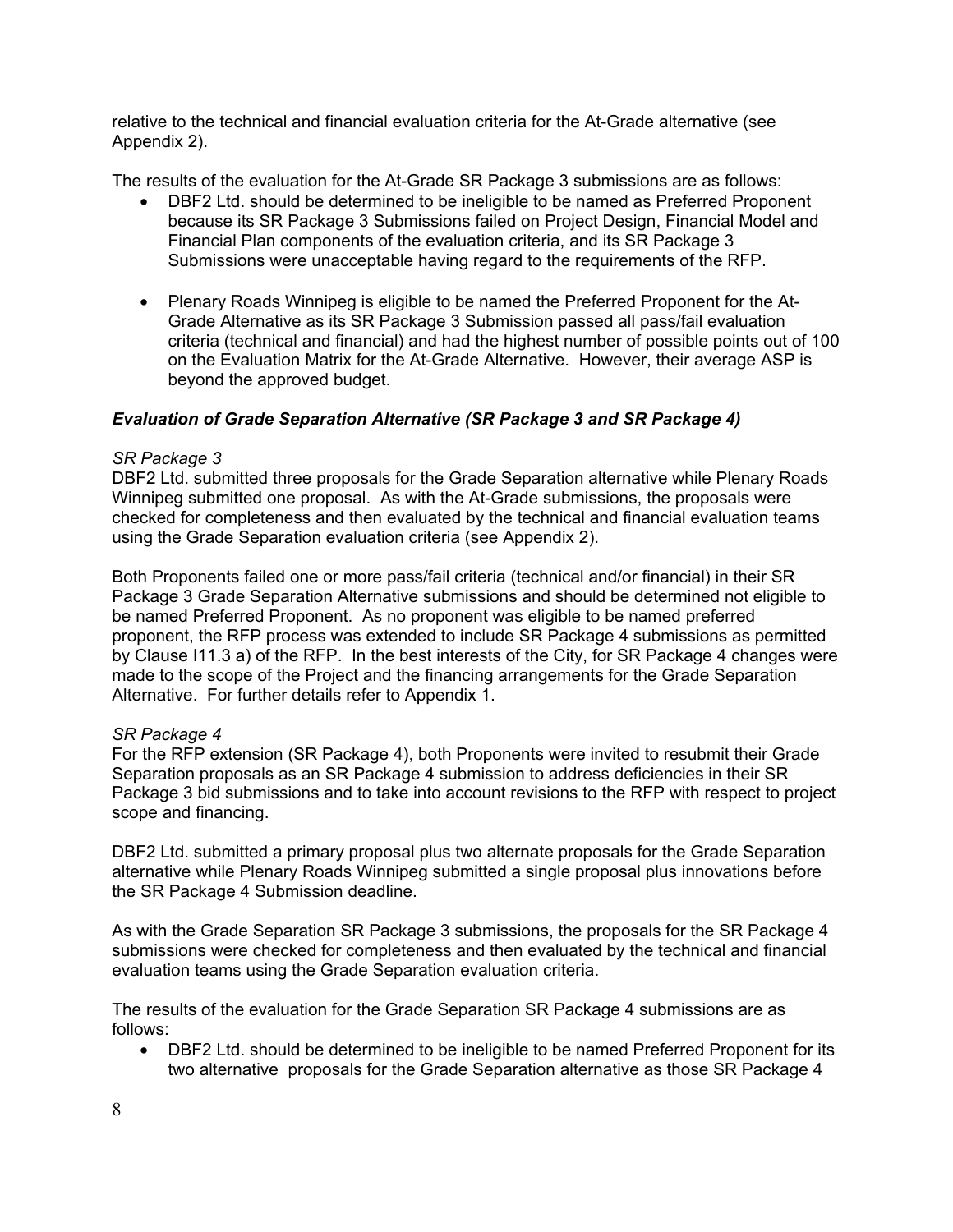relative to the technical and financial evaluation criteria for the At-Grade alternative (see Appendix 2).

The results of the evaluation for the At-Grade SR Package 3 submissions are as follows:

- DBF2 Ltd. should be determined to be ineligible to be named as Preferred Proponent because its SR Package 3 Submissions failed on Project Design, Financial Model and Financial Plan components of the evaluation criteria, and its SR Package 3 Submissions were unacceptable having regard to the requirements of the RFP.

- Plenary Roads Winnipeg is eligible to be named the Preferred Proponent for the At-Grade Alternative as its SR Package 3 Submission passed all pass/fail evaluation criteria (technical and financial) and had the highest number of possible points out of 100 on the Evaluation Matrix for the At-Grade Alternative. However, their average ASP is beyond the approved budget.

### *Evaluation of Grade Separation Alternative (SR Package 3 and SR Package 4)*

*SR Package 3*

DBF2 Ltd. submitted three proposals for the Grade Separation alternative while Plenary Roads Winnipeg submitted one proposal. As with the At-Grade submissions, the proposals were checked for completeness and then evaluated by the technical and financial evaluation teams using the Grade Separation evaluation criteria (see Appendix 2).

Both Proponents failed one or more pass/fail criteria (technical and/or financial) in their SR Package 3 Grade Separation Alternative submissions and should be determined not eligible to be named Preferred Proponent. As no proponent was eligible to be named preferred proponent, the RFP process was extended to include SR Package 4 submissions as permitted by Clause I11.3 a) of the RFP. In the best interests of the City, for SR Package 4 changes were made to the scope of the Project and the financing arrangements for the Grade Separation Alternative. For further details refer to Appendix 1.

*SR Package 4*

For the RFP extension (SR Package 4), both Proponents were invited to resubmit their Grade Separation proposals as an SR Package 4 submission to address deficiencies in their SR Package 3 bid submissions and to take into account revisions to the RFP with respect to project scope and financing.

DBF2 Ltd. submitted a primary proposal plus two alternate proposals for the Grade Separation alternative while Plenary Roads Winnipeg submitted a single proposal plus innovations before the SR Package 4 Submission deadline.

As with the Grade Separation SR Package 3 submissions, the proposals for the SR Package 4 submissions were checked for completeness and then evaluated by the technical and financial evaluation teams using the Grade Separation evaluation criteria.

The results of the evaluation for the Grade Separation SR Package 4 submissions are as follows:

- DBF2 Ltd. should be determined to be ineligible to be named Preferred Proponent for its two alternative proposals for the Grade Separation alternative as those SR Package 4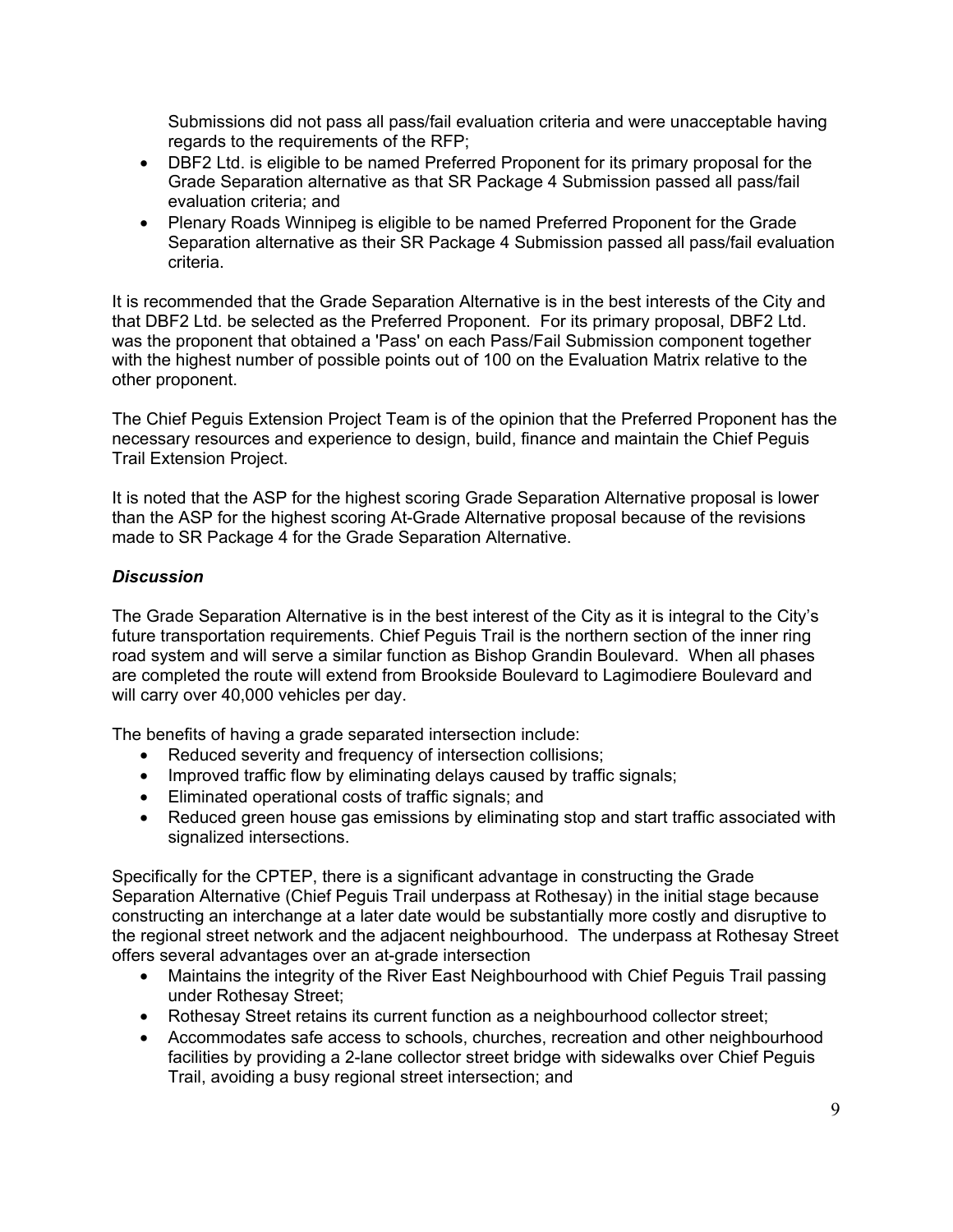Submissions did not pass all pass/fail evaluation criteria and were unacceptable having regards to the requirements of the RFP;

- DBF2 Ltd. is eligible to be named Preferred Proponent for its primary proposal for the Grade Separation alternative as that SR Package 4 Submission passed all pass/fail evaluation criteria; and
- Plenary Roads Winnipeg is eligible to be named Preferred Proponent for the Grade Separation alternative as their SR Package 4 Submission passed all pass/fail evaluation criteria.

It is recommended that the Grade Separation Alternative is in the best interests of the City and that DBF2 Ltd. be selected as the Preferred Proponent. For its primary proposal, DBF2 Ltd. was the proponent that obtained a 'Pass' on each Pass/Fail Submission component together with the highest number of possible points out of 100 on the Evaluation Matrix relative to the other proponent.

The Chief Peguis Extension Project Team is of the opinion that the Preferred Proponent has the necessary resources and experience to design, build, finance and maintain the Chief Peguis Trail Extension Project.

It is noted that the ASP for the highest scoring Grade Separation Alternative proposal is lower than the ASP for the highest scoring At-Grade Alternative proposal because of the revisions made to SR Package 4 for the Grade Separation Alternative.

### *Discussion*

The Grade Separation Alternative is in the best interest of the City as it is integral to the City's future transportation requirements. Chief Peguis Trail is the northern section of the inner ring road system and will serve a similar function as Bishop Grandin Boulevard. When all phases are completed the route will extend from Brookside Boulevard to Lagimodiere Boulevard and will carry over 40,000 vehicles per day.

The benefits of having a grade separated intersection include:

- Reduced severity and frequency of intersection collisions;
- Improved traffic flow by eliminating delays caused by traffic signals;
- Eliminated operational costs of traffic signals; and
- Reduced green house gas emissions by eliminating stop and start traffic associated with signalized intersections.

Specifically for the CPTEP, there is a significant advantage in constructing the Grade Separation Alternative (Chief Peguis Trail underpass at Rothesay) in the initial stage because constructing an interchange at a later date would be substantially more costly and disruptive to the regional street network and the adjacent neighbourhood. The underpass at Rothesay Street offers several advantages over an at-grade intersection

- Maintains the integrity of the River East Neighbourhood with Chief Peguis Trail passing under Rothesay Street;
- Rothesay Street retains its current function as a neighbourhood collector street;
- Accommodates safe access to schools, churches, recreation and other neighbourhood facilities by providing a 2-lane collector street bridge with sidewalks over Chief Peguis Trail, avoiding a busy regional street intersection; and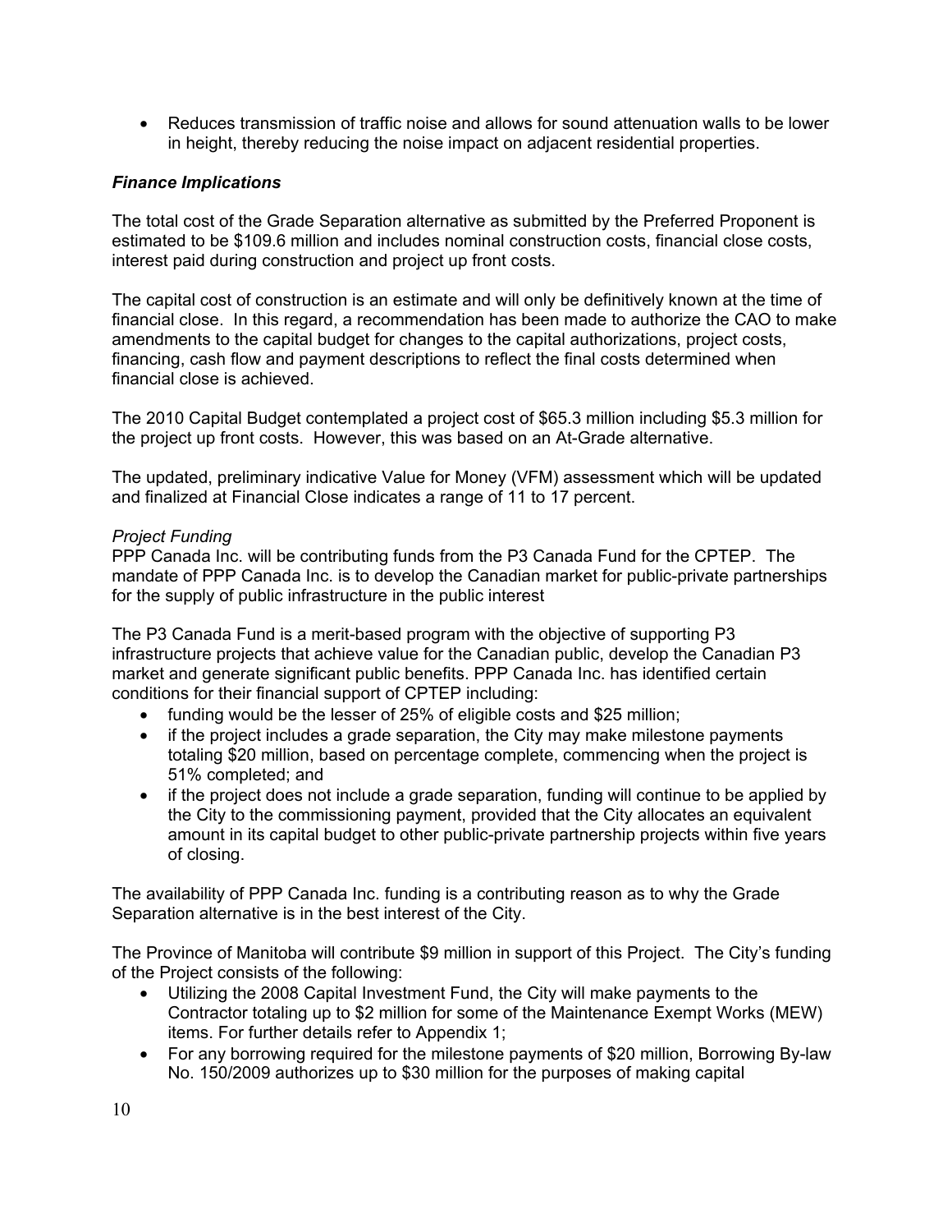- Reduces transmission of traffic noise and allows for sound attenuation walls to be lower in height, thereby reducing the noise impact on adjacent residential properties.

### *Finance Implications*

The total cost of the Grade Separation alternative as submitted by the Preferred Proponent is estimated to be $109.6 million and includes nominal construction costs, financial close costs, interest paid during construction and project up front costs.

The capital cost of construction is an estimate and will only be definitively known at the time of financial close. In this regard, a recommendation has been made to authorize the CAO to make amendments to the capital budget for changes to the capital authorizations, project costs, financing, cash flow and payment descriptions to reflect the final costs determined when financial close is achieved.

The 2010 Capital Budget contemplated a project cost of $65.3 million including $5.3 million for the project up front costs. However, this was based on an At-Grade alternative.

The updated, preliminary indicative Value for Money (VFM) assessment which will be updated and finalized at Financial Close indicates a range of 11 to 17 percent.

*Project Funding*

PPP Canada Inc. will be contributing funds from the P3 Canada Fund for the CPTEP. The mandate of PPP Canada Inc. is to develop the Canadian market for public-private partnerships for the supply of public infrastructure in the public interest

The P3 Canada Fund is a merit-based program with the objective of supporting P3 infrastructure projects that achieve value for the Canadian public, develop the Canadian P3 market and generate significant public benefits. PPP Canada Inc. has identified certain conditions for their financial support of CPTEP including:

- funding would be the lesser of 25% of eligible costs and $25 million;
- if the project includes a grade separation, the City may make milestone payments totaling $20 million, based on percentage complete, commencing when the project is 51% completed; and
- if the project does not include a grade separation, funding will continue to be applied by the City to the commissioning payment, provided that the City allocates an equivalent amount in its capital budget to other public-private partnership projects within five years of closing.

The availability of PPP Canada Inc. funding is a contributing reason as to why the Grade Separation alternative is in the best interest of the City.

The Province of Manitoba will contribute $9 million in support of this Project. The City's funding of the Project consists of the following:

- Utilizing the 2008 Capital Investment Fund, the City will make payments to the Contractor totaling up to $2 million for some of the Maintenance Exempt Works (MEW) items. For further details refer to Appendix 1;
- For any borrowing required for the milestone payments of $20 million, Borrowing By-law No. 150/2009 authorizes up to $30 million for the purposes of making capital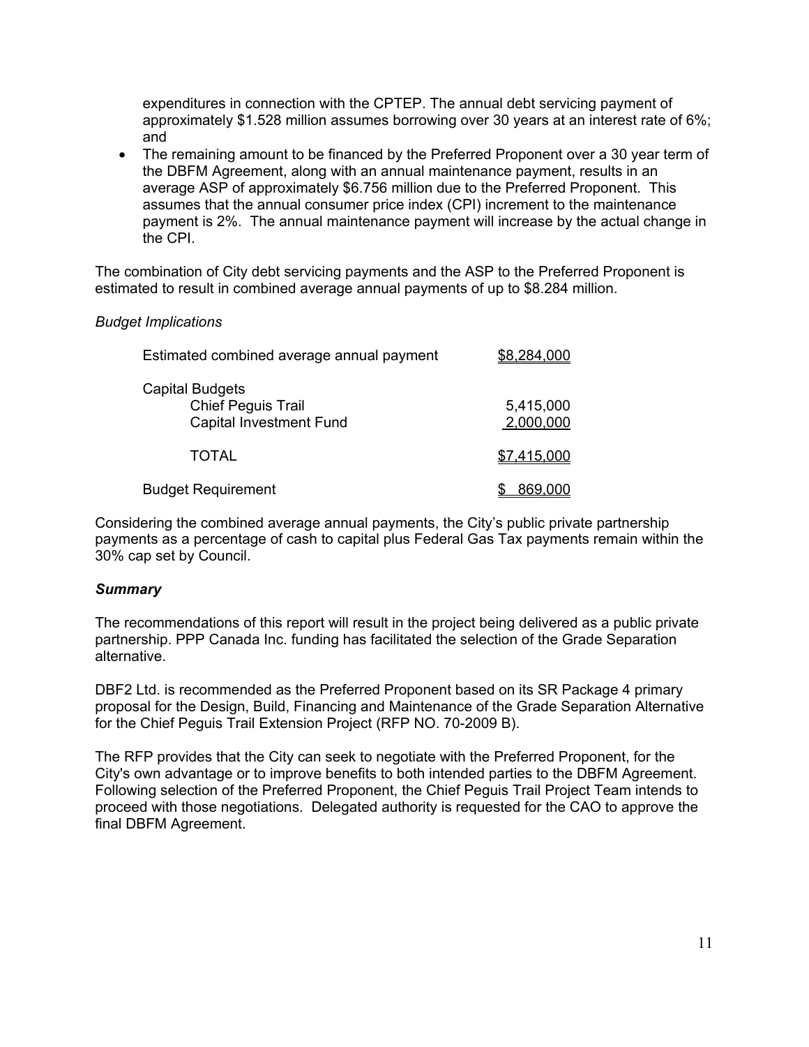expenditures in connection with the CPTEP. The annual debt servicing payment of approximately $1.528 million assumes borrowing over 30 years at an interest rate of 6%; and

- The remaining amount to be financed by the Preferred Proponent over a 30 year term of the DBFM Agreement, along with an annual maintenance payment, results in an average ASP of approximately $6.756 million due to the Preferred Proponent. This assumes that the annual consumer price index (CPI) increment to the maintenance payment is 2%. The annual maintenance payment will increase by the actual change in the CPI.

The combination of City debt servicing payments and the ASP to the Preferred Proponent is estimated to result in combined average annual payments of up to $8.284 million.

*Budget Implications*

| | |
|---|---|
| Estimated combined average annual payment | $8,284,000 |
| Capital Budgets | |
| Chief Peguis Trail | 5,415,000 |
| Capital Investment Fund | 2,000,000 |
| TOTAL | $7,415,000 |
| Budget Requirement | $ 869,000 |

Considering the combined average annual payments, the City's public private partnership payments as a percentage of cash to capital plus Federal Gas Tax payments remain within the 30% cap set by Council.

***Summary***

The recommendations of this report will result in the project being delivered as a public private partnership. PPP Canada Inc. funding has facilitated the selection of the Grade Separation alternative.

DBF2 Ltd. is recommended as the Preferred Proponent based on its SR Package 4 primary proposal for the Design, Build, Financing and Maintenance of the Grade Separation Alternative for the Chief Peguis Trail Extension Project (RFP NO. 70-2009 B).

The RFP provides that the City can seek to negotiate with the Preferred Proponent, for the City's own advantage or to improve benefits to both intended parties to the DBFM Agreement. Following selection of the Preferred Proponent, the Chief Peguis Trail Project Team intends to proceed with those negotiations. Delegated authority is requested for the CAO to approve the final DBFM Agreement.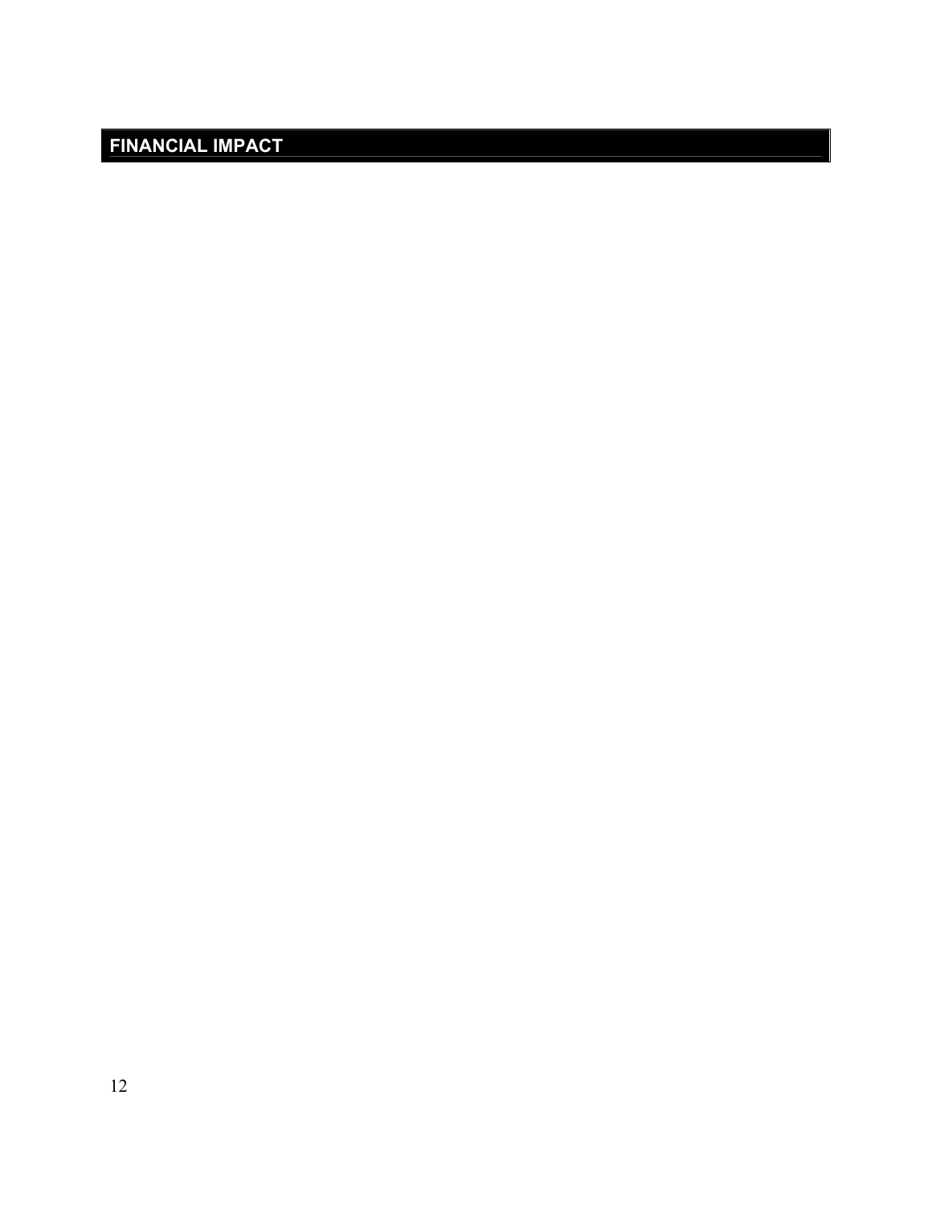## FINANCIAL IMPACT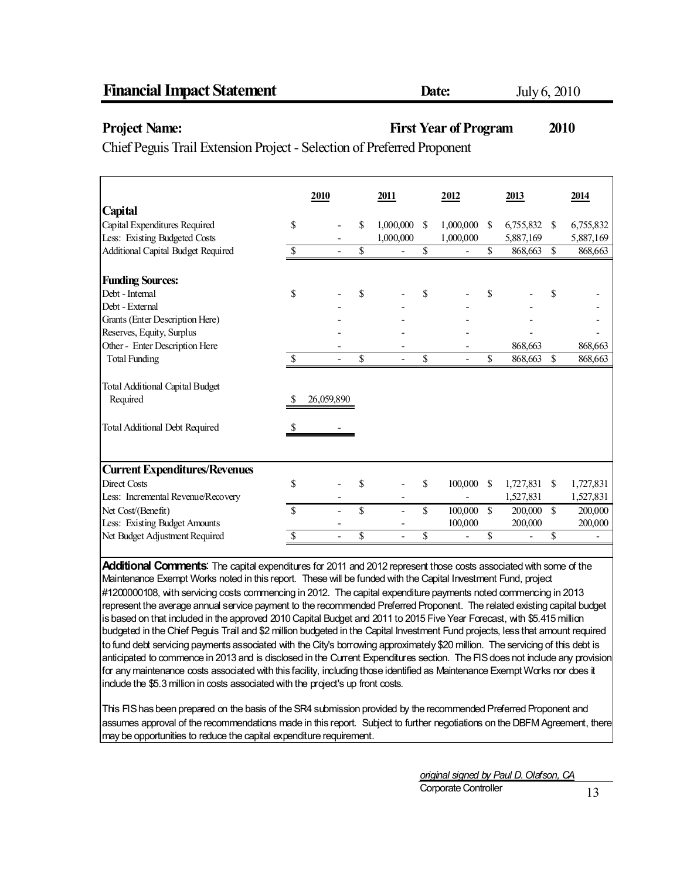# Financial Impact Statement

**Date:** July 6, 2010

**Project Name:** **First Year of Program** **2010**

Chief Peguis Trail Extension Project - Selection of Preferred Proponent

| | 2010 | 2011 | 2012 | 2013 | 2014 |
|---|---|---|---|---|---|
| **Capital** | | | | | |
| Capital Expenditures Required | $ - | $ 1,000,000 | $ 1,000,000 | $ 6,755,832 | $ 6,755,832 |
| Less: Existing Budgeted Costs | - | 1,000,000 | 1,000,000 | 5,887,169 | 5,887,169 |
| Additional Capital Budget Required | $ - | $ - | $ - | $ 868,663 | $ 868,663 |
| **Funding Sources:** | | | | | |
| Debt - Internal | $ - | $ - | $ - | $ - | $ - |
| Debt - External | - | - | - | - | - |
| Grants (Enter Description Here) | - | - | - | - | - |
| Reserves, Equity, Surplus | - | - | - | - | - |
| Other - Enter Description Here | - | - | - | 868,663 | 868,663 |
| Total Funding | $ - | $ - | $ - | $ 868,663 | $ 868,663 |
| Total Additional Capital Budget Required | $ 26,059,890 | | | | |
| Total Additional Debt Required | $ - | | | | |
| **Current Expenditures/Revenues** | | | | | |
| Direct Costs | $ - | $ - | $ 100,000 | $ 1,727,831 | $ 1,727,831 |
| Less: Incremental Revenue/Recovery | - | - | - | 1,527,831 | 1,527,831 |
| Net Cost/(Benefit) | $ - | $ - | $ 100,000 | $ 200,000 | $ 200,000 |
| Less: Existing Budget Amounts | - | - | 100,000 | 200,000 | 200,000 |
| Net Budget Adjustment Required | $ - | $ - | $ - | $ - | $ - |

**Additional Comments**: The capital expenditures for 2011 and 2012 represent those costs associated with some of the Maintenance Exempt Works noted in this report. These will be funded with the Capital Investment Fund, project #1200000108, with servicing costs commencing in 2012. The capital expenditure payments noted commencing in 2013 represent the average annual service payment to the recommended Preferred Proponent. The related existing capital budget is based on that included in the approved 2010 Capital Budget and 2011 to 2015 Five Year Forecast, with $5.415 million budgeted in the Chief Peguis Trail and $2 million budgeted in the Capital Investment Fund projects, less that amount required to fund debt servicing payments associated with the City's borrowing approximately $20 million. The servicing of this debt is anticipated to commence in 2013 and is disclosed in the Current Expenditures section. The FIS does not include any provision for any maintenance costs associated with this facility, including those identified as Maintenance Exempt Works nor does it include the $5.3 million in costs associated with the project's up front costs.

This FIS has been prepared on the basis of the SR4 submission provided by the recommended Preferred Proponent and assumes approval of the recommendations made in this report. Subject to further negotiations on the DBFM Agreement, there may be opportunities to reduce the capital expenditure requirement.

*original signed by Paul D. Olafson, CA*
Corporate Controller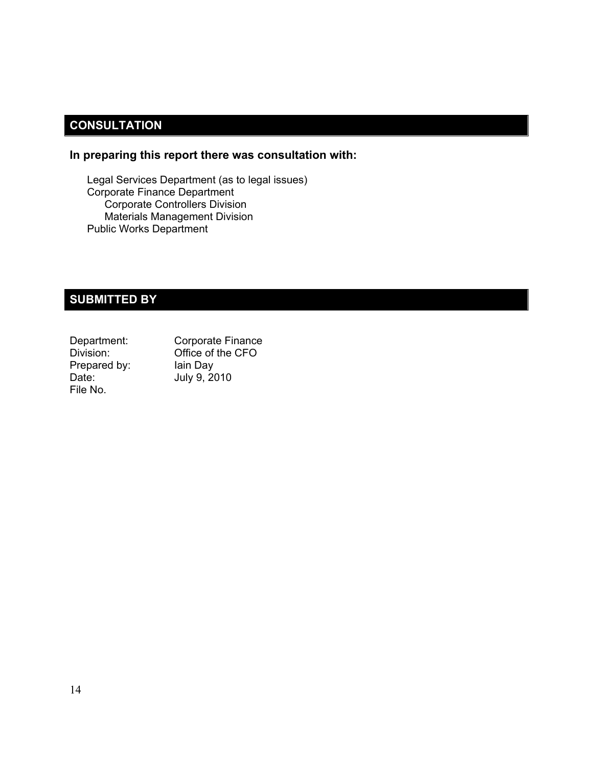## CONSULTATION

**In preparing this report there was consultation with:**

- Legal Services Department (as to legal issues)
- Corporate Finance Department
  - Corporate Controllers Division
  - Materials Management Division
- Public Works Department

## SUBMITTED BY

| | |
|---|---|
| Department: | Corporate Finance |
| Division: | Office of the CFO |
| Prepared by: | Iain Day |
| Date: | July 9, 2010 |
| File No. | |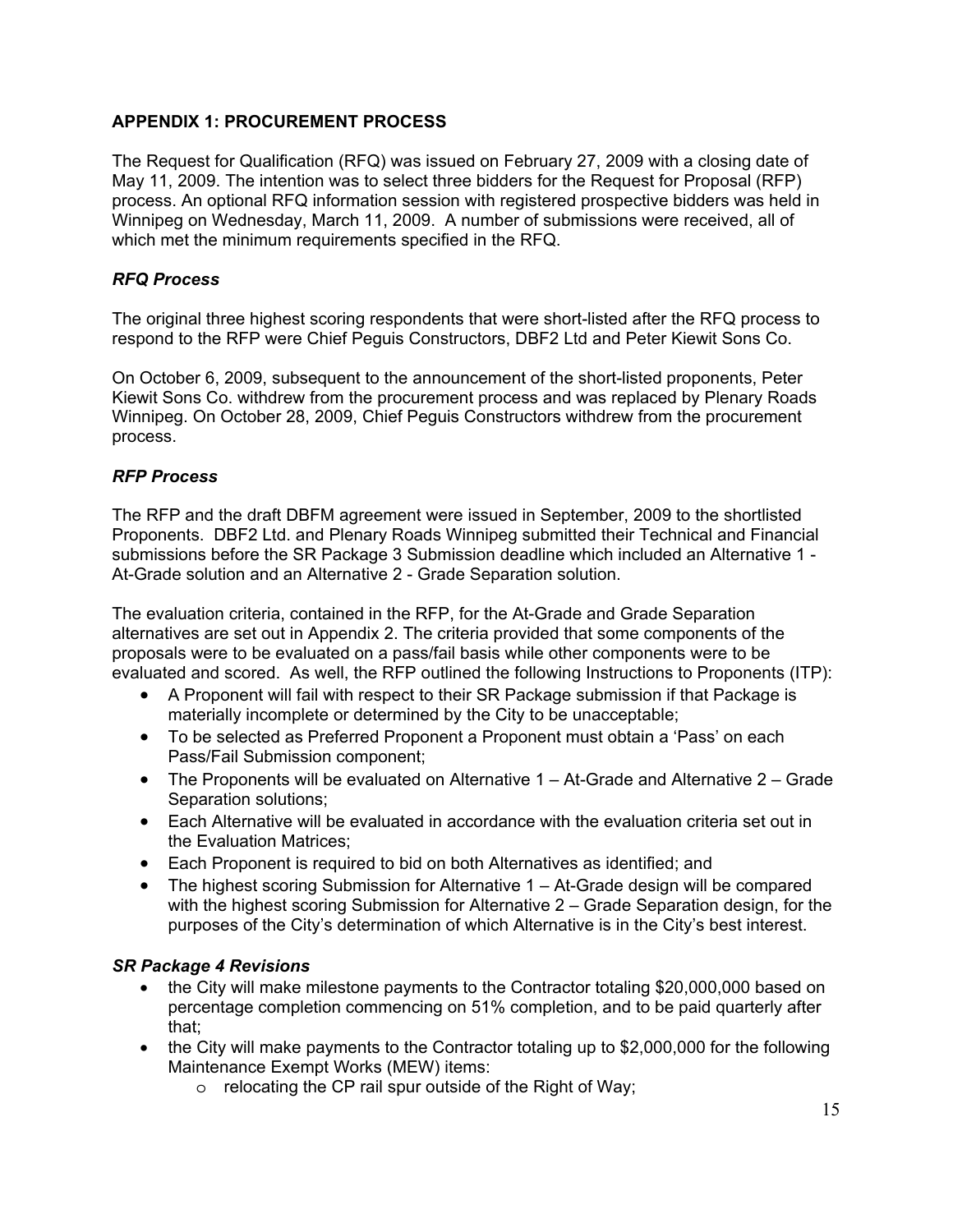## APPENDIX 1: PROCUREMENT PROCESS

The Request for Qualification (RFQ) was issued on February 27, 2009 with a closing date of May 11, 2009. The intention was to select three bidders for the Request for Proposal (RFP) process. An optional RFQ information session with registered prospective bidders was held in Winnipeg on Wednesday, March 11, 2009. A number of submissions were received, all of which met the minimum requirements specified in the RFQ.

### *RFQ Process*

The original three highest scoring respondents that were short-listed after the RFQ process to respond to the RFP were Chief Peguis Constructors, DBF2 Ltd and Peter Kiewit Sons Co.

On October 6, 2009, subsequent to the announcement of the short-listed proponents, Peter Kiewit Sons Co. withdrew from the procurement process and was replaced by Plenary Roads Winnipeg. On October 28, 2009, Chief Peguis Constructors withdrew from the procurement process.

### *RFP Process*

The RFP and the draft DBFM agreement were issued in September, 2009 to the shortlisted Proponents. DBF2 Ltd. and Plenary Roads Winnipeg submitted their Technical and Financial submissions before the SR Package 3 Submission deadline which included an Alternative 1 - At-Grade solution and an Alternative 2 - Grade Separation solution.

The evaluation criteria, contained in the RFP, for the At-Grade and Grade Separation alternatives are set out in Appendix 2. The criteria provided that some components of the proposals were to be evaluated on a pass/fail basis while other components were to be evaluated and scored. As well, the RFP outlined the following Instructions to Proponents (ITP):

- A Proponent will fail with respect to their SR Package submission if that Package is materially incomplete or determined by the City to be unacceptable;
- To be selected as Preferred Proponent a Proponent must obtain a 'Pass' on each Pass/Fail Submission component;
- The Proponents will be evaluated on Alternative 1 – At-Grade and Alternative 2 – Grade Separation solutions;
- Each Alternative will be evaluated in accordance with the evaluation criteria set out in the Evaluation Matrices;
- Each Proponent is required to bid on both Alternatives as identified; and
- The highest scoring Submission for Alternative 1 – At-Grade design will be compared with the highest scoring Submission for Alternative 2 – Grade Separation design, for the purposes of the City's determination of which Alternative is in the City's best interest.

### *SR Package 4 Revisions*

- the City will make milestone payments to the Contractor totaling $20,000,000 based on percentage completion commencing on 51% completion, and to be paid quarterly after that;
- the City will make payments to the Contractor totaling up to $2,000,000 for the following Maintenance Exempt Works (MEW) items:
  - relocating the CP rail spur outside of the Right of Way;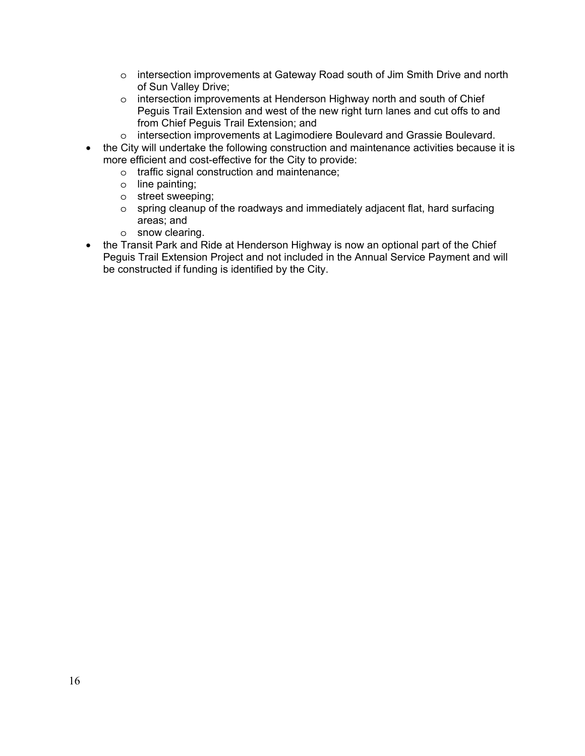- intersection improvements at Gateway Road south of Jim Smith Drive and north of Sun Valley Drive;
  - intersection improvements at Henderson Highway north and south of Chief Peguis Trail Extension and west of the new right turn lanes and cut offs to and from Chief Peguis Trail Extension; and
  - intersection improvements at Lagimodiere Boulevard and Grassie Boulevard.
- the City will undertake the following construction and maintenance activities because it is more efficient and cost-effective for the City to provide:
  - traffic signal construction and maintenance;
  - line painting;
  - street sweeping;
  - spring cleanup of the roadways and immediately adjacent flat, hard surfacing areas; and
  - snow clearing.
- the Transit Park and Ride at Henderson Highway is now an optional part of the Chief Peguis Trail Extension Project and not included in the Annual Service Payment and will be constructed if funding is identified by the City.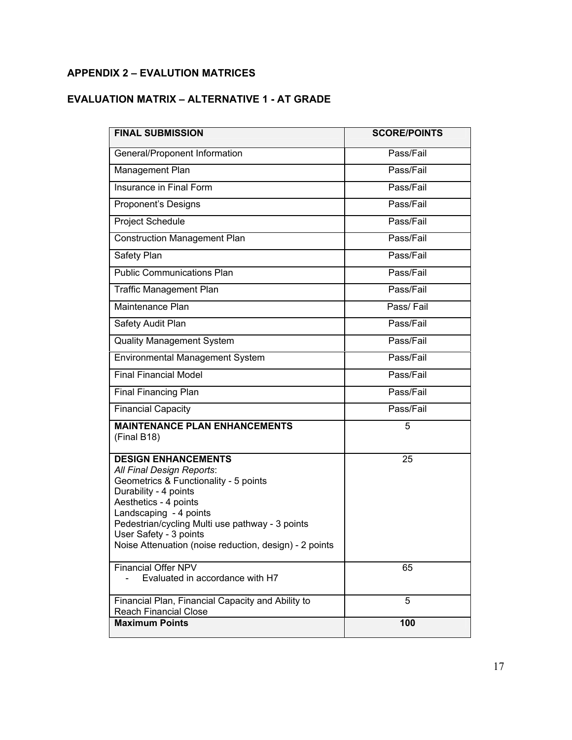## APPENDIX 2 – EVALUTION MATRICES

## EVALUATION MATRIX – ALTERNATIVE 1 - AT GRADE

| FINAL SUBMISSION | SCORE/POINTS |
|---|---|
| General/Proponent Information | Pass/Fail |
| Management Plan | Pass/Fail |
| Insurance in Final Form | Pass/Fail |
| Proponent's Designs | Pass/Fail |
| Project Schedule | Pass/Fail |
| Construction Management Plan | Pass/Fail |
| Safety Plan | Pass/Fail |
| Public Communications Plan | Pass/Fail |
| Traffic Management Plan | Pass/Fail |
| Maintenance Plan | Pass/ Fail |
| Safety Audit Plan | Pass/Fail |
| Quality Management System | Pass/Fail |
| Environmental Management System | Pass/Fail |
| Final Financial Model | Pass/Fail |
| Final Financing Plan | Pass/Fail |
| Financial Capacity | Pass/Fail |
| **MAINTENANCE PLAN ENHANCEMENTS** (Final B18) | 5 |
| **DESIGN ENHANCEMENTS** *All Final Design Reports*: Geometrics & Functionality - 5 points Durability - 4 points Aesthetics - 4 points Landscaping - 4 points Pedestrian/cycling Multi use pathway - 3 points User Safety - 3 points Noise Attenuation (noise reduction, design) - 2 points | 25 |
| Financial Offer NPV - Evaluated in accordance with H7 | 65 |
| Financial Plan, Financial Capacity and Ability to Reach Financial Close | 5 |
| **Maximum Points** | **100** |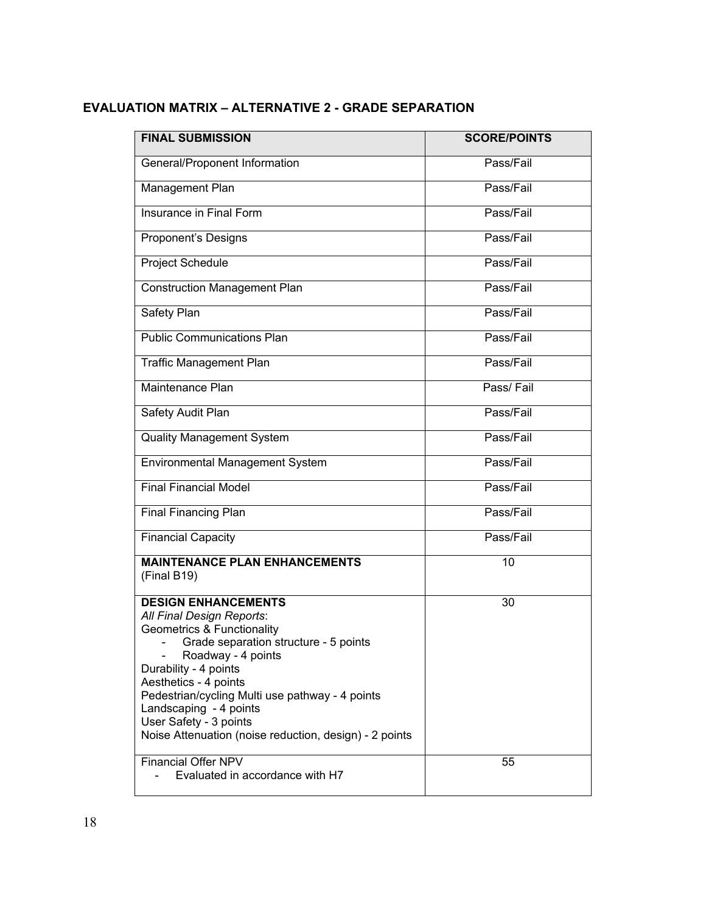## EVALUATION MATRIX – ALTERNATIVE 2 - GRADE SEPARATION

| FINAL SUBMISSION | SCORE/POINTS |
|---|---|
| General/Proponent Information | Pass/Fail |
| Management Plan | Pass/Fail |
| Insurance in Final Form | Pass/Fail |
| Proponent's Designs | Pass/Fail |
| Project Schedule | Pass/Fail |
| Construction Management Plan | Pass/Fail |
| Safety Plan | Pass/Fail |
| Public Communications Plan | Pass/Fail |
| Traffic Management Plan | Pass/Fail |
| Maintenance Plan | Pass/ Fail |
| Safety Audit Plan | Pass/Fail |
| Quality Management System | Pass/Fail |
| Environmental Management System | Pass/Fail |
| Final Financial Model | Pass/Fail |
| Final Financing Plan | Pass/Fail |
| Financial Capacity | Pass/Fail |
| **MAINTENANCE PLAN ENHANCEMENTS** (Final B19) | 10 |
| **DESIGN ENHANCEMENTS** *All Final Design Reports*: Geometrics & Functionality - Grade separation structure - 5 points - Roadway - 4 points Durability - 4 points Aesthetics - 4 points Pedestrian/cycling Multi use pathway - 4 points Landscaping - 4 points User Safety - 3 points Noise Attenuation (noise reduction, design) - 2 points | 30 |
| Financial Offer NPV - Evaluated in accordance with H7 | 55 |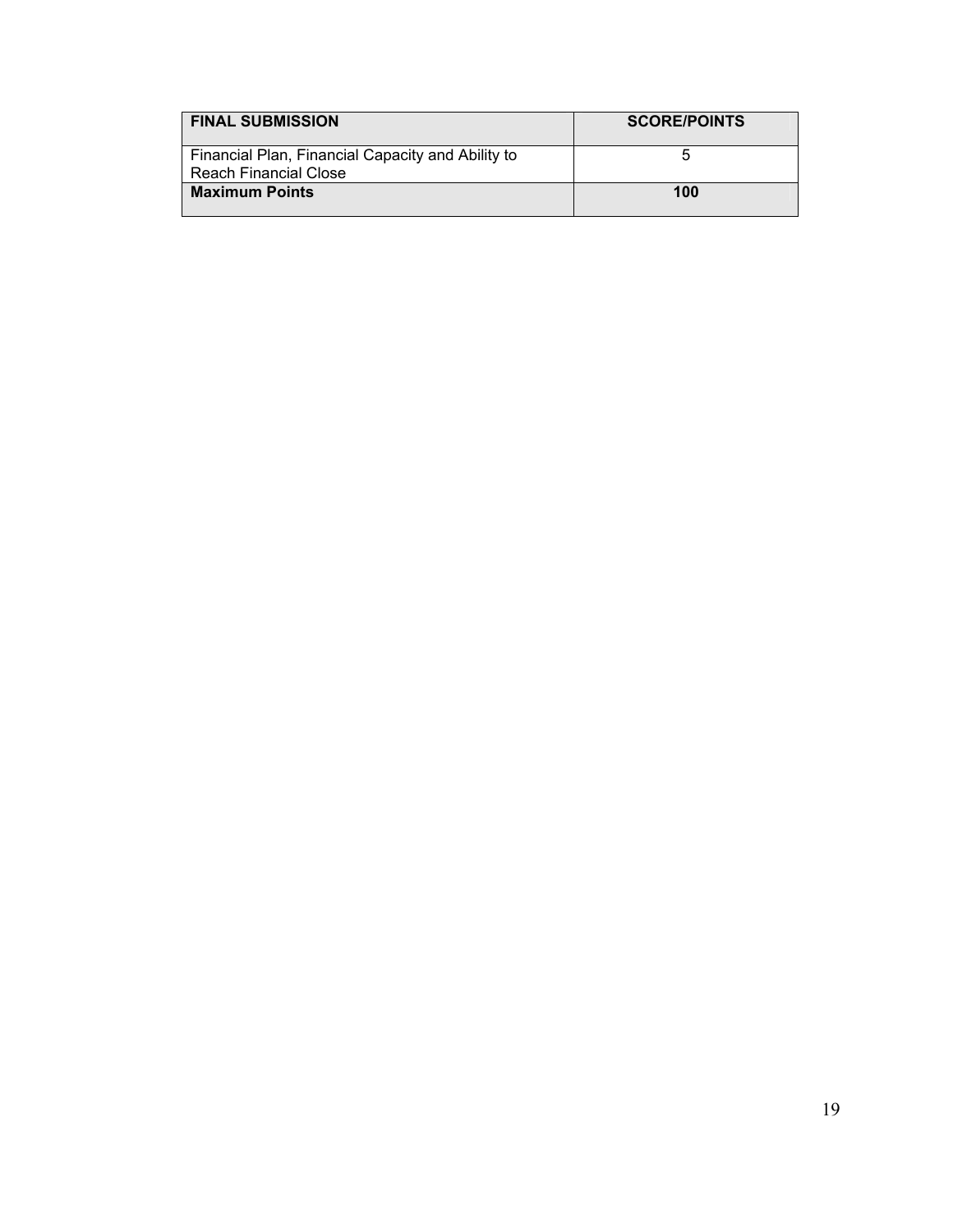| FINAL SUBMISSION | SCORE/POINTS |
| --- | --- |
| Financial Plan, Financial Capacity and Ability to Reach Financial Close | 5 |
| **Maximum Points** | **100** |